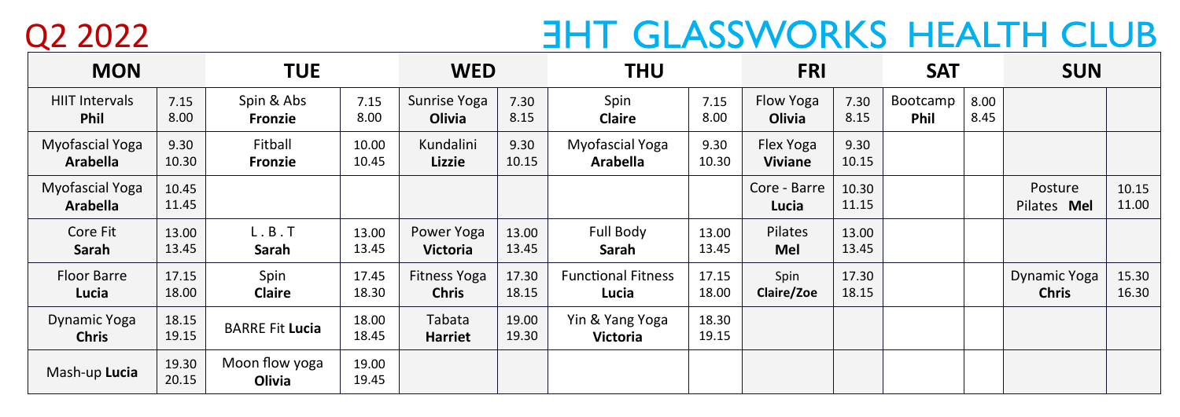# Q2 2022

# ƎHT GLASSWORKS HEALTH CLUB

| MON | | TUE | | WED | | THU | | FRI | | SAT | | SUN | |
|---|---|---|---|---|---|---|---|---|---|---|---|---|---|
| HIIT Intervals **Phil** | 7.15 8.00 | Spin & Abs **Fronzie** | 7.15 8.00 | Sunrise Yoga **Olivia** | 7.30 8.15 | Spin **Claire** | 7.15 8.00 | Flow Yoga **Olivia** | 7.30 8.15 | Bootcamp **Phil** | 8.00 8.45 | | |
| Myofascial Yoga **Arabella** | 9.30 10.30 | Fitball **Fronzie** | 10.00 10.45 | Kundalini **Lizzie** | 9.30 10.15 | Myofascial Yoga **Arabella** | 9.30 10.30 | Flex Yoga **Viviane** | 9.30 10.15 | | | | |
| Myofascial Yoga **Arabella** | 10.45 11.45 | | | | | | | Core - Barre **Lucia** | 10.30 11.15 | | | Posture Pilates **Mel** | 10.15 11.00 |
| Core Fit **Sarah** | 13.00 13.45 | L . B . T **Sarah** | 13.00 13.45 | Power Yoga **Victoria** | 13.00 13.45 | Full Body **Sarah** | 13.00 13.45 | Pilates **Mel** | 13.00 13.45 | | | | |
| Floor Barre **Lucia** | 17.15 18.00 | Spin **Claire** | 17.45 18.30 | Fitness Yoga **Chris** | 17.30 18.15 | Functional Fitness **Lucia** | 17.15 18.00 | Spin **Claire/Zoe** | 17.30 18.15 | | | Dynamic Yoga **Chris** | 15.30 16.30 |
| Dynamic Yoga **Chris** | 18.15 19.15 | BARRE Fit **Lucia** | 18.00 18.45 | Tabata **Harriet** | 19.00 19.30 | Yin & Yang Yoga **Victoria** | 18.30 19.15 | | | | | | |
| Mash-up **Lucia** | 19.30 20.15 | Moon flow yoga **Olivia** | 19.00 19.45 | | | | | | | | | | |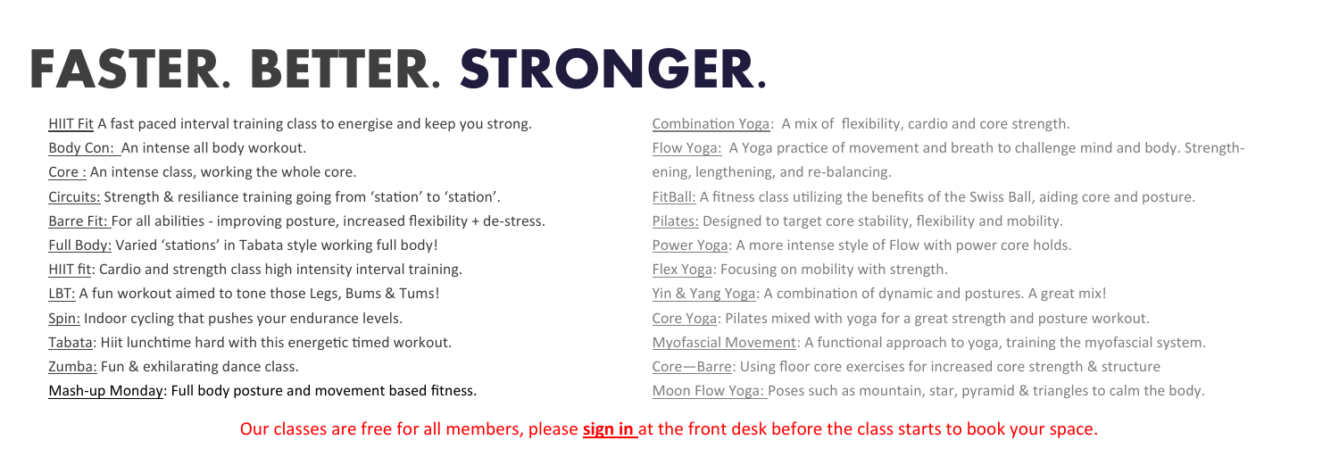# FASTER. BETTER. STRONGER.

HIIT Fit A fast paced interval training class to energise and keep you strong.

Body Con: An intense all body workout.

Core : An intense class, working the whole core.

Circuits: Strength & resiliance training going from 'station' to 'station'.

Barre Fit: For all abilities - improving posture, increased flexibility + de-stress.

Full Body: Varied 'stations' in Tabata style working full body!

HIIT fit: Cardio and strength class high intensity interval training.

LBT: A fun workout aimed to tone those Legs, Bums & Tums!

Spin: Indoor cycling that pushes your endurance levels.

Tabata: Hiit lunchtime hard with this energetic timed workout.

Zumba: Fun & exhilarating dance class.

Mash-up Monday: Full body posture and movement based fitness.

Combination Yoga: A mix of flexibility, cardio and core strength.

Flow Yoga: A Yoga practice of movement and breath to challenge mind and body. Strengthening, lengthening, and re-balancing.

FitBall: A fitness class utilizing the benefits of the Swiss Ball, aiding core and posture.

Pilates: Designed to target core stability, flexibility and mobility.

Power Yoga: A more intense style of Flow with power core holds.

Flex Yoga: Focusing on mobility with strength.

Yin & Yang Yoga: A combination of dynamic and postures. A great mix!

Core Yoga: Pilates mixed with yoga for a great strength and posture workout.

Myofascial Movement: A functional approach to yoga, training the myofascial system.

Core—Barre: Using floor core exercises for increased core strength & structure

Moon Flow Yoga: Poses such as mountain, star, pyramid & triangles to calm the body.

Our classes are free for all members, please **sign in** at the front desk before the class starts to book your space.